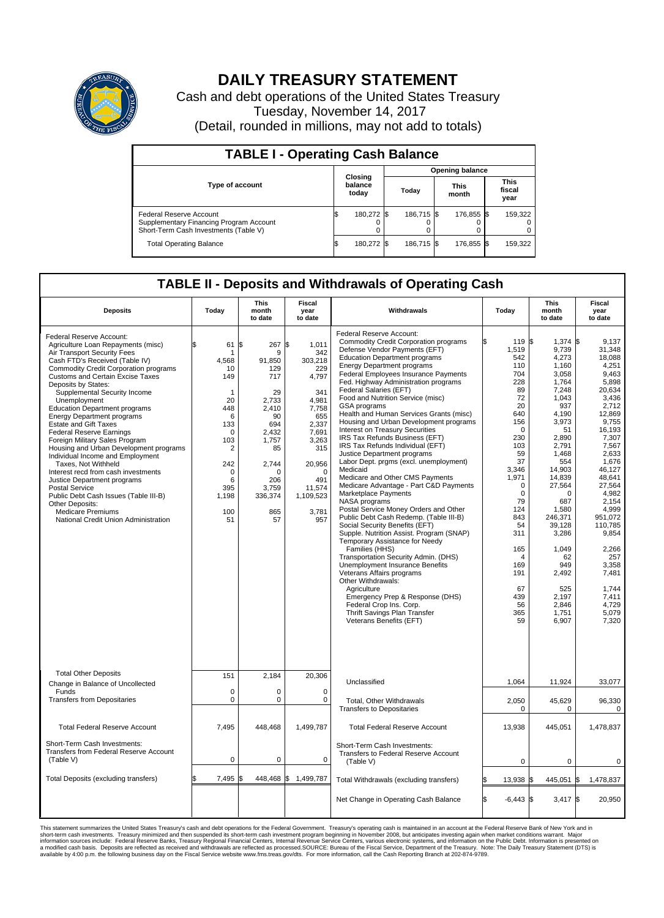# DAILY TREASURY STATEMENT

Cash and debt operations of the United States Treasury
Tuesday, November 14, 2017
(Detail, rounded in millions, may not add to totals)

## TABLE I - Operating Cash Balance

| Type of account | Closing balance today | Opening balance Today | Opening balance This month | Opening balance This fiscal year |
|---|---|---|---|---|
| Federal Reserve Account | $ 180,272 | $ 186,715 | $ 176,855 | $ 159,322 |
| Supplementary Financing Program Account | 0 | 0 | 0 | 0 |
| Short-Term Cash Investments (Table V) | 0 | 0 | 0 | 0 |
| Total Operating Balance | $ 180,272 | $ 186,715 | $ 176,855 | $ 159,322 |

## TABLE II - Deposits and Withdrawals of Operating Cash

| Deposits | Today | This month to date | Fiscal year to date |
|---|---|---|---|
| Federal Reserve Account: | | | |
| Agriculture Loan Repayments (misc) | $ 61 | $ 267 | $ 1,011 |
| Air Transport Security Fees | 1 | 9 | 342 |
| Cash FTD's Received (Table IV) | 4,568 | 91,850 | 303,218 |
| Commodity Credit Corporation programs | 10 | 129 | 229 |
| Customs and Certain Excise Taxes | 149 | 717 | 4,797 |
| Deposits by States: | | | |
| Supplemental Security Income | 1 | 29 | 341 |
| Unemployment | 20 | 2,733 | 4,981 |
| Education Department programs | 448 | 2,410 | 7,758 |
| Energy Department programs | 6 | 90 | 655 |
| Estate and Gift Taxes | 133 | 694 | 2,337 |
| Federal Reserve Earnings | 0 | 2,432 | 7,691 |
| Foreign Military Sales Program | 103 | 1,757 | 3,263 |
| Housing and Urban Development programs | 2 | 85 | 315 |
| Individual Income and Employment Taxes, Not Withheld | 242 | 2,744 | 20,956 |
| Interest recd from cash investments | 0 | 0 | 0 |
| Justice Department programs | 6 | 206 | 491 |
| Postal Service | 395 | 3,759 | 11,574 |
| Public Debt Cash Issues (Table III-B) | 1,198 | 336,374 | 1,109,523 |
| Other Deposits: | | | |
| Medicare Premiums | 100 | 865 | 3,781 |
| National Credit Union Administration | 51 | 57 | 957 |
| Total Other Deposits | 151 | 2,184 | 20,306 |
| Change in Balance of Uncollected Funds | 0 | 0 | 0 |
| Transfers from Depositaries | 0 | 0 | 0 |
| Total Federal Reserve Account | 7,495 | 448,468 | 1,499,787 |
| Short-Term Cash Investments: Transfers from Federal Reserve Account (Table V) | 0 | 0 | 0 |
| Total Deposits (excluding transfers) | $ 7,495 | $ 448,468 | $ 1,499,787 |

| Withdrawals | Today | This month to date | Fiscal year to date |
|---|---|---|---|
| Federal Reserve Account: | | | |
| Commodity Credit Corporation programs | $ 119 | $ 1,374 | $ 9,137 |
| Defense Vendor Payments (EFT) | 1,519 | 9,739 | 31,348 |
| Education Department programs | 542 | 4,273 | 18,088 |
| Energy Department programs | 110 | 1,160 | 4,251 |
| Federal Employees Insurance Payments | 704 | 3,058 | 9,463 |
| Fed. Highway Administration programs | 228 | 1,764 | 5,898 |
| Federal Salaries (EFT) | 89 | 7,248 | 20,634 |
| Food and Nutrition Service (misc) | 72 | 1,043 | 3,436 |
| GSA programs | 20 | 937 | 2,712 |
| Health and Human Services Grants (misc) | 640 | 4,190 | 12,869 |
| Housing and Urban Development programs | 156 | 3,973 | 9,755 |
| Interest on Treasury Securities | 0 | 51 | 16,193 |
| IRS Tax Refunds Business (EFT) | 230 | 2,890 | 7,307 |
| IRS Tax Refunds Individual (EFT) | 103 | 2,791 | 7,567 |
| Justice Department programs | 59 | 1,468 | 2,633 |
| Labor Dept. prgms (excl. unemployment) | 37 | 554 | 1,676 |
| Medicaid | 3,346 | 14,903 | 46,127 |
| Medicare and Other CMS Payments | 1,971 | 14,839 | 48,641 |
| Medicare Advantage - Part C&D Payments | 0 | 27,564 | 27,564 |
| Marketplace Payments | 0 | 0 | 4,982 |
| NASA programs | 79 | 687 | 2,154 |
| Postal Service Money Orders and Other | 124 | 1,580 | 4,999 |
| Public Debt Cash Redemp. (Table III-B) | 843 | 246,371 | 951,072 |
| Social Security Benefits (EFT) | 54 | 39,128 | 110,785 |
| Supple. Nutrition Assist. Program (SNAP) | 311 | 3,286 | 9,854 |
| Temporary Assistance for Needy Families (HHS) | 165 | 1,049 | 2,266 |
| Transportation Security Admin. (DHS) | 4 | 62 | 257 |
| Unemployment Insurance Benefits | 169 | 949 | 3,358 |
| Veterans Affairs programs | 191 | 2,492 | 7,481 |
| Other Withdrawals: | | | |
| Agriculture | 67 | 525 | 1,744 |
| Emergency Prep & Response (DHS) | 439 | 2,197 | 7,411 |
| Federal Crop Ins. Corp. | 56 | 2,846 | 4,729 |
| Thrift Savings Plan Transfer | 365 | 1,751 | 5,079 |
| Veterans Benefits (EFT) | 59 | 6,907 | 7,320 |
| Unclassified | 1,064 | 11,924 | 33,077 |
| Total, Other Withdrawals | 2,050 | 45,629 | 96,330 |
| Transfers to Depositaries | 0 | 0 | 0 |
| Total Federal Reserve Account | 13,938 | 445,051 | 1,478,837 |
| Short-Term Cash Investments: Transfers to Federal Reserve Account (Table V) | 0 | 0 | 0 |
| Total Withdrawals (excluding transfers) | $ 13,938 | $ 445,051 | $ 1,478,837 |
| Net Change in Operating Cash Balance | $ -6,443 | $ 3,417 | $ 20,950 |

This statement summarizes the United States Treasury's cash and debt operations for the Federal Government. Treasury's operating cash is maintained in an account at the Federal Reserve Bank of New York and in short-term cash investments. Treasury minimized and then suspended its short-term cash investment program beginning in November 2008, but anticipates investing again when market conditions warrant. Major information sources include: Federal Reserve Banks, Treasury Regional Financial Centers, Internal Revenue Service Centers, various electronic systems, and information on the Public Debt. Information is presented on a modified cash basis. Deposits are reflected as received and withdrawals are reflected as processed.SOURCE: Bureau of the Fiscal Service, Department of the Treasury. Note: The Daily Treasury Statement (DTS) is available by 4:00 p.m. the following business day on the Fiscal Service website www.fms.treas.gov/dts. For more information, call the Cash Reporting Branch at 202-874-9789.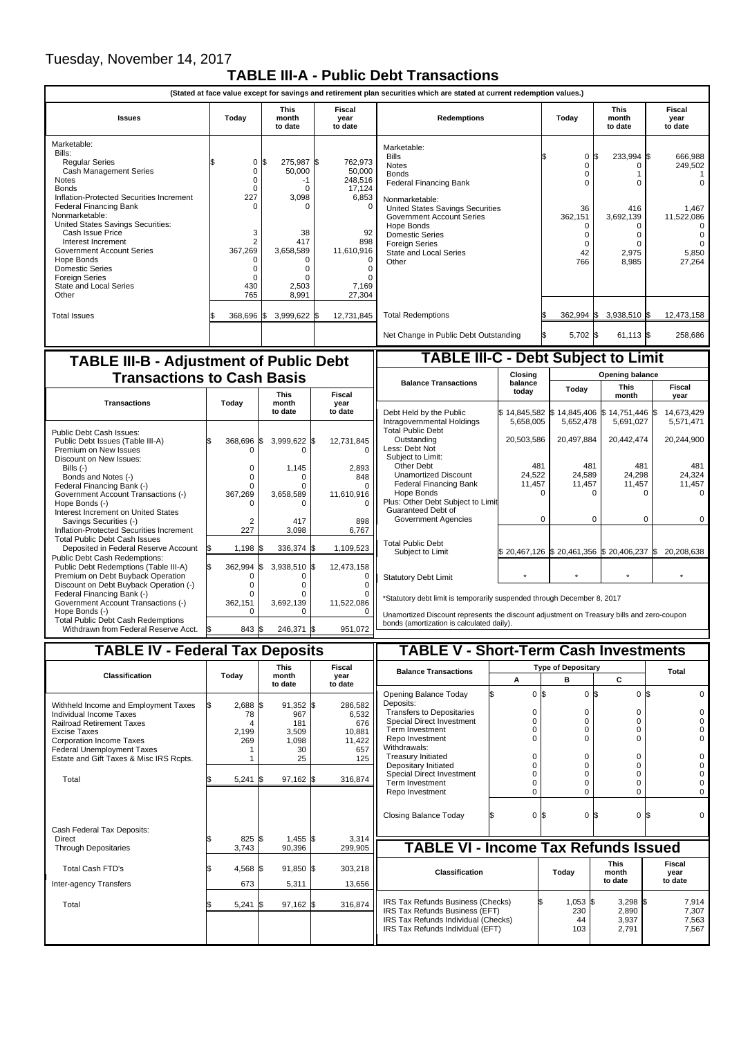Tuesday, November 14, 2017

# TABLE III-A - Public Debt Transactions

(Stated at face value except for savings and retirement plan securities which are stated at current redemption values.)

| Issues | Today | This month to date | Fiscal year to date |
|---|---|---|---|
| Marketable: | | | |
| Bills: | | | |
| Regular Series | $ 0 | $ 275,987 | $ 762,973 |
| Cash Management Series | 0 | 50,000 | 50,000 |
| Notes | 0 | -1 | 248,516 |
| Bonds | 0 | 0 | 17,124 |
| Inflation-Protected Securities Increment | 227 | 3,098 | 6,853 |
| Federal Financing Bank | 0 | 0 | 0 |
| Nonmarketable: | | | |
| United States Savings Securities: | | | |
| Cash Issue Price | 3 | 38 | 92 |
| Interest Increment | 2 | 417 | 898 |
| Government Account Series | 367,269 | 3,658,589 | 11,610,916 |
| Hope Bonds | 0 | 0 | 0 |
| Domestic Series | 0 | 0 | 0 |
| Foreign Series | 0 | 0 | 0 |
| State and Local Series | 430 | 2,503 | 7,169 |
| Other | 765 | 8,991 | 27,304 |
| Total Issues | $ 368,696 | $ 3,999,622 | $ 12,731,845 |

| Redemptions | Today | This month to date | Fiscal year to date |
|---|---|---|---|
| Marketable: | | | |
| Bills | $ 0 | $ 233,994 | $ 666,988 |
| Notes | 0 | 0 | 249,502 |
| Bonds | 0 | 1 | 1 |
| Federal Financing Bank | 0 | 0 | 0 |
| Nonmarketable: | | | |
| United States Savings Securities | 36 | 416 | 1,467 |
| Government Account Series | 362,151 | 3,692,139 | 11,522,086 |
| Hope Bonds | 0 | 0 | 0 |
| Domestic Series | 0 | 0 | 0 |
| Foreign Series | 0 | 0 | 0 |
| State and Local Series | 42 | 2,975 | 5,850 |
| Other | 766 | 8,985 | 27,264 |
| Total Redemptions | $ 362,994 | $ 3,938,510 | $ 12,473,158 |
| Net Change in Public Debt Outstanding | $ 5,702 | $ 61,113 | $ 258,686 |

# TABLE III-B - Adjustment of Public Debt Transactions to Cash Basis

| Transactions | Today | This month to date | Fiscal year to date |
|---|---|---|---|
| Public Debt Cash Issues: | | | |
| Public Debt Issues (Table III-A) | $ 368,696 | $ 3,999,622 | $ 12,731,845 |
| Premium on New Issues | 0 | 0 | 0 |
| Discount on New Issues: | | | |
| Bills (-) | 0 | 1,145 | 2,893 |
| Bonds and Notes (-) | 0 | 0 | 848 |
| Federal Financing Bank (-) | 0 | 0 | 0 |
| Government Account Transactions (-) | 367,269 | 3,658,589 | 11,610,916 |
| Hope Bonds (-) | 0 | 0 | 0 |
| Interest Increment on United States Savings Securities (-) | 2 | 417 | 898 |
| Inflation-Protected Securities Increment | 227 | 3,098 | 6,767 |
| Total Public Debt Cash Issues Deposited in Federal Reserve Account | $ 1,198 | $ 336,374 | $ 1,109,523 |
| Public Debt Cash Redemptions: | | | |
| Public Debt Redemptions (Table III-A) | $ 362,994 | $ 3,938,510 | $ 12,473,158 |
| Premium on Debt Buyback Operation | 0 | 0 | 0 |
| Discount on Debt Buyback Operation (-) | 0 | 0 | 0 |
| Federal Financing Bank (-) | 0 | 0 | 0 |
| Government Account Transactions (-) | 362,151 | 3,692,139 | 11,522,086 |
| Hope Bonds (-) | 0 | 0 | 0 |
| Total Public Debt Cash Redemptions Withdrawn from Federal Reserve Acct. | $ 843 | $ 246,371 | $ 951,072 |

# TABLE III-C - Debt Subject to Limit

| Balance Transactions | Closing balance today | Opening balance Today | Opening balance This month | Opening balance Fiscal year |
|---|---|---|---|---|
| Debt Held by the Public | $ 14,845,582 | $ 14,845,406 | $ 14,751,446 | $ 14,673,429 |
| Intragovernmental Holdings | 5,658,005 | 5,652,478 | 5,691,027 | 5,571,471 |
| Total Public Debt Outstanding | 20,503,586 | 20,497,884 | 20,442,474 | 20,244,900 |
| Less: Debt Not Subject to Limit: | | | | |
| Other Debt | 481 | 481 | 481 | 481 |
| Unamortized Discount | 24,522 | 24,589 | 24,298 | 24,324 |
| Federal Financing Bank | 11,457 | 11,457 | 11,457 | 11,457 |
| Hope Bonds | 0 | 0 | 0 | 0 |
| Plus: Other Debt Subject to Limit | | | | |
| Guaranteed Debt of Government Agencies | 0 | 0 | 0 | 0 |
| Total Public Debt Subject to Limit | $ 20,467,126 | $ 20,461,356 | $ 20,406,237 | $ 20,208,638 |
| Statutory Debt Limit | * | * | * | * |

*Statutory debt limit is temporarily suspended through December 8, 2017

Unamortized Discount represents the discount adjustment on Treasury bills and zero-coupon bonds (amortization is calculated daily).

# TABLE IV - Federal Tax Deposits

| Classification | Today | This month to date | Fiscal year to date |
|---|---|---|---|
| Withheld Income and Employment Taxes | $ 2,688 | $ 91,352 | $ 286,582 |
| Individual Income Taxes | 78 | 967 | 6,532 |
| Railroad Retirement Taxes | 4 | 181 | 676 |
| Excise Taxes | 2,199 | 3,509 | 10,881 |
| Corporation Income Taxes | 269 | 1,098 | 11,422 |
| Federal Unemployment Taxes | 1 | 30 | 657 |
| Estate and Gift Taxes & Misc IRS Rcpts. | 1 | 25 | 125 |
| Total | $ 5,241 | $ 97,162 | $ 316,874 |
| Cash Federal Tax Deposits: | | | |
| Direct | $ 825 | $ 1,455 | $ 3,314 |
| Through Depositaries | 3,743 | 90,396 | 299,905 |
| Total Cash FTD's | $ 4,568 | $ 91,850 | $ 303,218 |
| Inter-agency Transfers | 673 | 5,311 | 13,656 |
| Total | $ 5,241 | $ 97,162 | $ 316,874 |

# TABLE V - Short-Term Cash Investments

| Balance Transactions | Type of Depositary A | B | C | Total |
|---|---|---|---|---|
| Opening Balance Today | $ 0 | $ 0 | $ 0 | $ 0 |
| Deposits: | | | | |
| Transfers to Depositaries | 0 | 0 | 0 | 0 |
| Special Direct Investment | 0 | 0 | 0 | 0 |
| Term Investment | 0 | 0 | 0 | 0 |
| Repo Investment | 0 | 0 | 0 | 0 |
| Withdrawals: | | | | |
| Treasury Initiated | 0 | 0 | 0 | 0 |
| Depositary Initiated | 0 | 0 | 0 | 0 |
| Special Direct Investment | 0 | 0 | 0 | 0 |
| Term Investment | 0 | 0 | 0 | 0 |
| Repo Investment | 0 | 0 | 0 | 0 |
| Closing Balance Today | $ 0 | $ 0 | $ 0 | $ 0 |

# TABLE VI - Income Tax Refunds Issued

| Classification | Today | This month to date | Fiscal year to date |
|---|---|---|---|
| IRS Tax Refunds Business (Checks) | $ 1,053 | $ 3,298 | $ 7,914 |
| IRS Tax Refunds Business (EFT) | 230 | 2,890 | 7,307 |
| IRS Tax Refunds Individual (Checks) | 44 | 3,937 | 7,563 |
| IRS Tax Refunds Individual (EFT) | 103 | 2,791 | 7,567 |